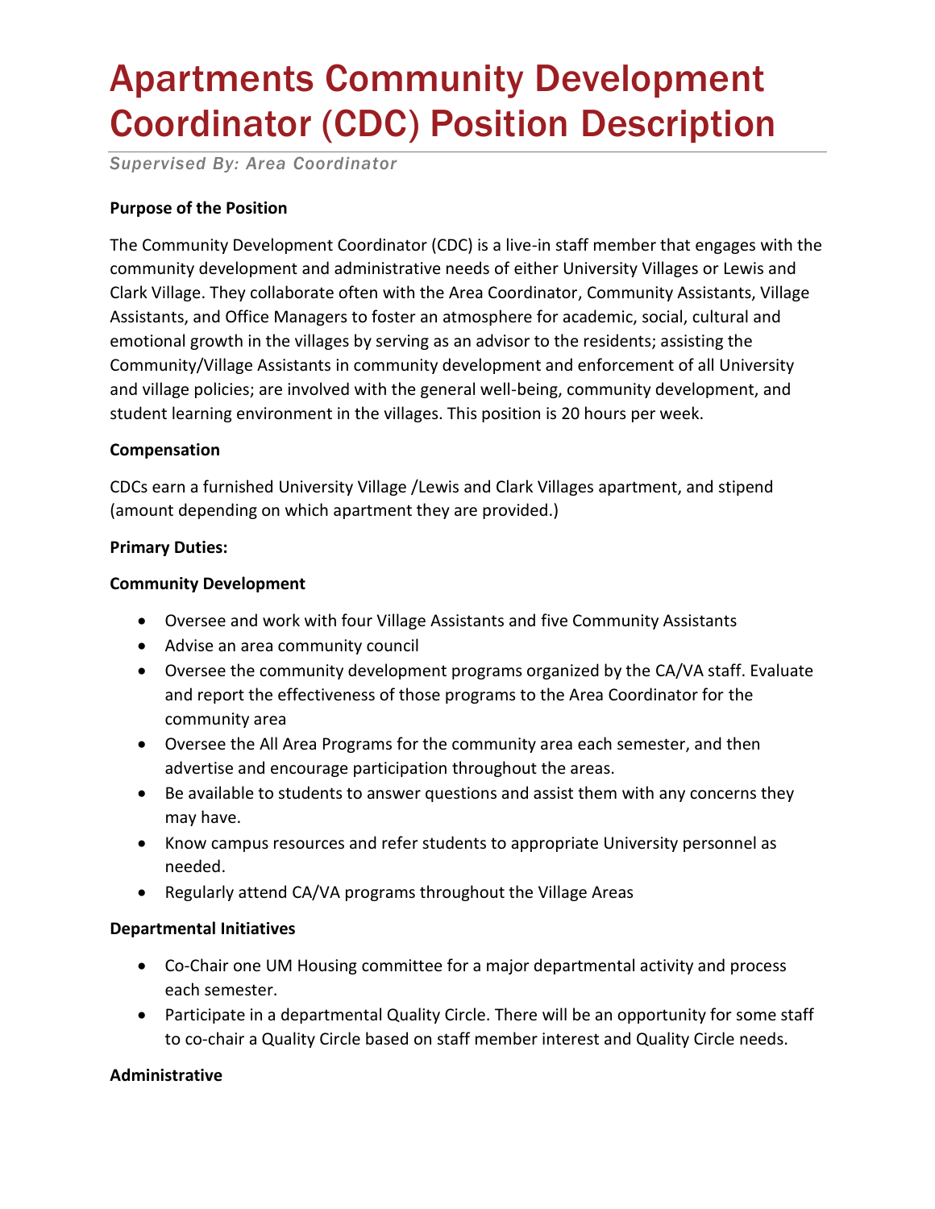# Apartments Community Development Coordinator (CDC) Position Description

*Supervised By: Area Coordinator*

**Purpose of the Position**

The Community Development Coordinator (CDC) is a live-in staff member that engages with the community development and administrative needs of either University Villages or Lewis and Clark Village. They collaborate often with the Area Coordinator, Community Assistants, Village Assistants, and Office Managers to foster an atmosphere for academic, social, cultural and emotional growth in the villages by serving as an advisor to the residents; assisting the Community/Village Assistants in community development and enforcement of all University and village policies; are involved with the general well-being, community development, and student learning environment in the villages. This position is 20 hours per week.

**Compensation**

CDCs earn a furnished University Village /Lewis and Clark Villages apartment, and stipend (amount depending on which apartment they are provided.)

**Primary Duties:**

**Community Development**

- Oversee and work with four Village Assistants and five Community Assistants
- Advise an area community council
- Oversee the community development programs organized by the CA/VA staff. Evaluate and report the effectiveness of those programs to the Area Coordinator for the community area
- Oversee the All Area Programs for the community area each semester, and then advertise and encourage participation throughout the areas.
- Be available to students to answer questions and assist them with any concerns they may have.
- Know campus resources and refer students to appropriate University personnel as needed.
- Regularly attend CA/VA programs throughout the Village Areas

**Departmental Initiatives**

- Co-Chair one UM Housing committee for a major departmental activity and process each semester.
- Participate in a departmental Quality Circle. There will be an opportunity for some staff to co-chair a Quality Circle based on staff member interest and Quality Circle needs.

**Administrative**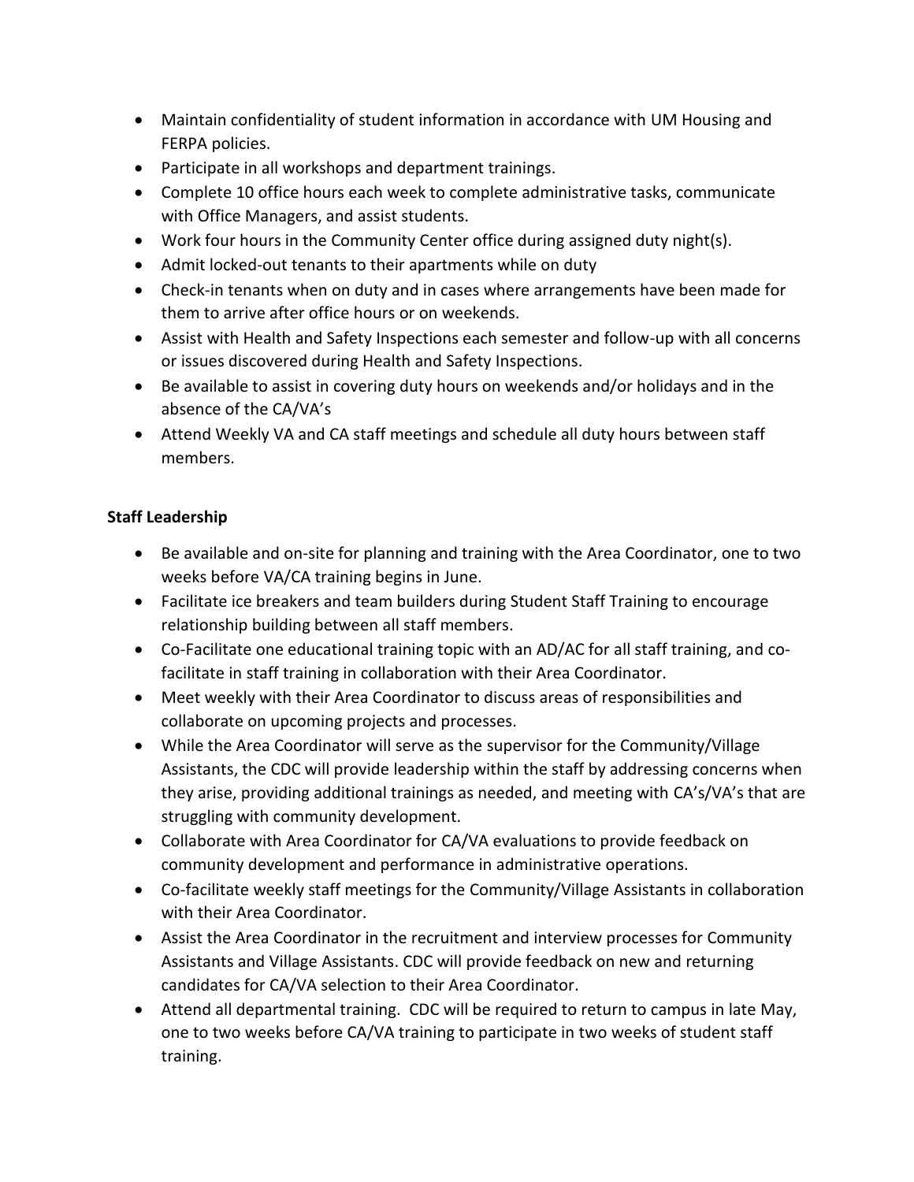- Maintain confidentiality of student information in accordance with UM Housing and FERPA policies.
- Participate in all workshops and department trainings.
- Complete 10 office hours each week to complete administrative tasks, communicate with Office Managers, and assist students.
- Work four hours in the Community Center office during assigned duty night(s).
- Admit locked-out tenants to their apartments while on duty
- Check-in tenants when on duty and in cases where arrangements have been made for them to arrive after office hours or on weekends.
- Assist with Health and Safety Inspections each semester and follow-up with all concerns or issues discovered during Health and Safety Inspections.
- Be available to assist in covering duty hours on weekends and/or holidays and in the absence of the CA/VA's
- Attend Weekly VA and CA staff meetings and schedule all duty hours between staff members.

**Staff Leadership**

- Be available and on-site for planning and training with the Area Coordinator, one to two weeks before VA/CA training begins in June.
- Facilitate ice breakers and team builders during Student Staff Training to encourage relationship building between all staff members.
- Co-Facilitate one educational training topic with an AD/AC for all staff training, and co-facilitate in staff training in collaboration with their Area Coordinator.
- Meet weekly with their Area Coordinator to discuss areas of responsibilities and collaborate on upcoming projects and processes.
- While the Area Coordinator will serve as the supervisor for the Community/Village Assistants, the CDC will provide leadership within the staff by addressing concerns when they arise, providing additional trainings as needed, and meeting with CA's/VA's that are struggling with community development.
- Collaborate with Area Coordinator for CA/VA evaluations to provide feedback on community development and performance in administrative operations.
- Co-facilitate weekly staff meetings for the Community/Village Assistants in collaboration with their Area Coordinator.
- Assist the Area Coordinator in the recruitment and interview processes for Community Assistants and Village Assistants. CDC will provide feedback on new and returning candidates for CA/VA selection to their Area Coordinator.
- Attend all departmental training. CDC will be required to return to campus in late May, one to two weeks before CA/VA training to participate in two weeks of student staff training.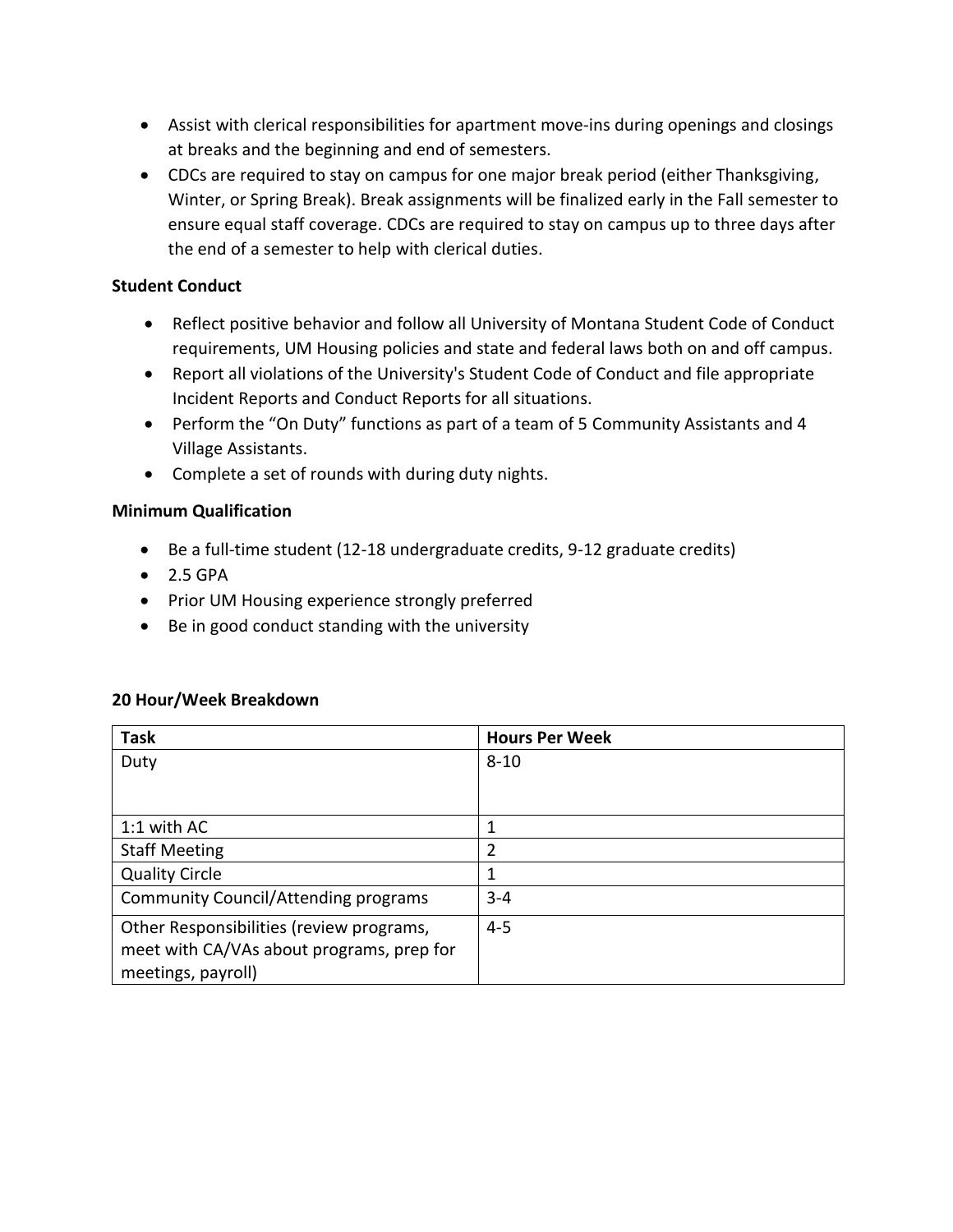- Assist with clerical responsibilities for apartment move-ins during openings and closings at breaks and the beginning and end of semesters.
- CDCs are required to stay on campus for one major break period (either Thanksgiving, Winter, or Spring Break). Break assignments will be finalized early in the Fall semester to ensure equal staff coverage. CDCs are required to stay on campus up to three days after the end of a semester to help with clerical duties.

**Student Conduct**

- Reflect positive behavior and follow all University of Montana Student Code of Conduct requirements, UM Housing policies and state and federal laws both on and off campus.
- Report all violations of the University's Student Code of Conduct and file appropriate Incident Reports and Conduct Reports for all situations.
- Perform the "On Duty" functions as part of a team of 5 Community Assistants and 4 Village Assistants.
- Complete a set of rounds with during duty nights.

**Minimum Qualification**

- Be a full-time student (12-18 undergraduate credits, 9-12 graduate credits)
- 2.5 GPA
- Prior UM Housing experience strongly preferred
- Be in good conduct standing with the university

**20 Hour/Week Breakdown**

| Task | Hours Per Week |
|---|---|
| Duty | 8-10 |
| 1:1 with AC | 1 |
| Staff Meeting | 2 |
| Quality Circle | 1 |
| Community Council/Attending programs | 3-4 |
| Other Responsibilities (review programs, meet with CA/VAs about programs, prep for meetings, payroll) | 4-5 |